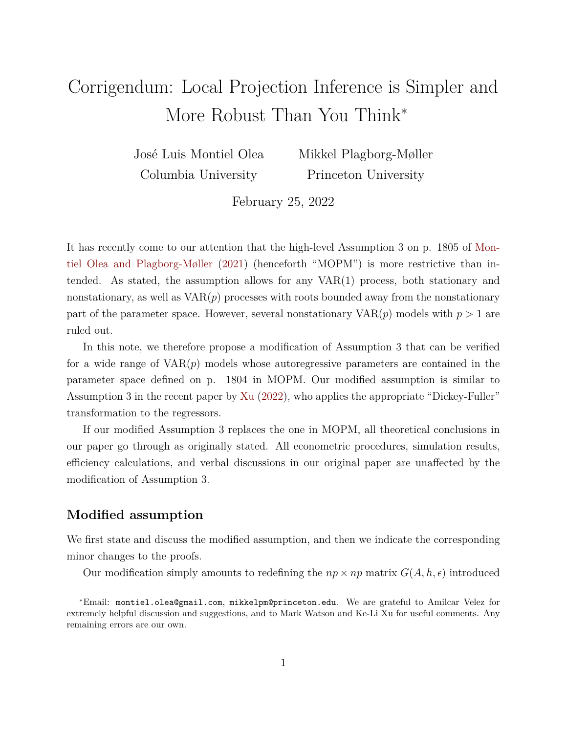# Corrigendum: Local Projection Inference is Simpler and More Robust Than You Think*

José Luis Montiel Olea
Columbia University

Mikkel Plagborg-Møller
Princeton University

February 25, 2022

It has recently come to our attention that the high-level Assumption 3 on p. 1805 of Montiel Olea and Plagborg-Møller (2021) (henceforth "MOPM") is more restrictive than intended. As stated, the assumption allows for any VAR(1) process, both stationary and nonstationary, as well as VAR($p$) processes with roots bounded away from the nonstationary part of the parameter space. However, several nonstationary VAR($p$) models with $p > 1$ are ruled out.

In this note, we therefore propose a modification of Assumption 3 that can be verified for a wide range of VAR($p$) models whose autoregressive parameters are contained in the parameter space defined on p. 1804 in MOPM. Our modified assumption is similar to Assumption 3 in the recent paper by Xu (2022), who applies the appropriate "Dickey-Fuller" transformation to the regressors.

If our modified Assumption 3 replaces the one in MOPM, all theoretical conclusions in our paper go through as originally stated. All econometric procedures, simulation results, efficiency calculations, and verbal discussions in our original paper are unaffected by the modification of Assumption 3.

## Modified assumption

We first state and discuss the modified assumption, and then we indicate the corresponding minor changes to the proofs.

Our modification simply amounts to redefining the $np \times np$ matrix $G(A, h, \epsilon)$ introduced

*Email: montiel.olea@gmail.com, mikkelpm@princeton.edu. We are grateful to Amilcar Velez for extremely helpful discussion and suggestions, and to Mark Watson and Ke-Li Xu for useful comments. Any remaining errors are our own.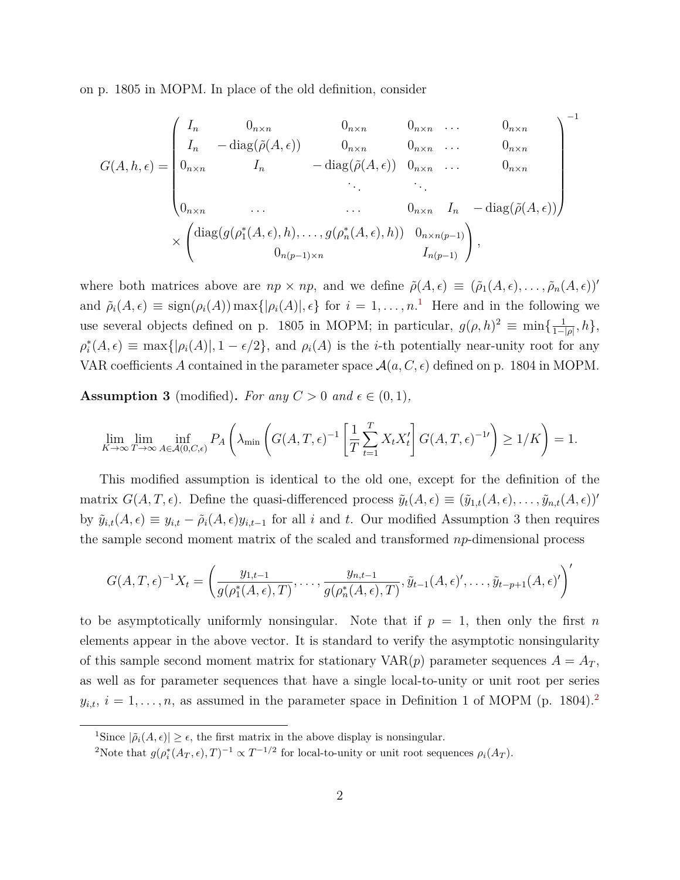on p. 1805 in MOPM. In place of the old definition, consider

$$G(A,h,\epsilon) = \begin{pmatrix} I_n & 0_{n\times n} & 0_{n\times n} & 0_{n\times n} & \dots & 0_{n\times n} \\ I_n & -\operatorname{diag}(\tilde{\rho}(A,\epsilon)) & 0_{n\times n} & 0_{n\times n} & \dots & 0_{n\times n} \\ 0_{n\times n} & I_n & -\operatorname{diag}(\tilde{\rho}(A,\epsilon)) & 0_{n\times n} & \dots & 0_{n\times n} \\ & & \ddots & \ddots & & \\ 0_{n\times n} & \dots & \dots & 0_{n\times n} & I_n & -\operatorname{diag}(\tilde{\rho}(A,\epsilon)) \end{pmatrix}^{-1} \times \begin{pmatrix} \operatorname{diag}(g(\rho_1^*(A,\epsilon),h),\dots,g(\rho_n^*(A,\epsilon),h)) & 0_{n\times n(p-1)} \\ 0_{n(p-1)\times n} & I_{n(p-1)} \end{pmatrix},$$

where both matrices above are $np \times np$, and we define $\tilde{\rho}(A,\epsilon) \equiv (\tilde{\rho}_1(A,\epsilon),\dots,\tilde{\rho}_n(A,\epsilon))'$ and $\tilde{\rho}_i(A,\epsilon) \equiv \operatorname{sign}(\rho_i(A))\max\{|\rho_i(A)|,\epsilon\}$ for $i = 1,\dots,n$.[1] Here and in the following we use several objects defined on p. 1805 in MOPM; in particular, $g(\rho,h)^2 \equiv \min\{\frac{1}{1-|\rho|},h\}$, $\rho_i^*(A,\epsilon) \equiv \max\{|\rho_i(A)|, 1-\epsilon/2\}$, and $\rho_i(A)$ is the $i$-th potentially near-unity root for any VAR coefficients $A$ contained in the parameter space $\mathcal{A}(a,C,\epsilon)$ defined on p. 1804 in MOPM.

**Assumption 3** (modified)**.** *For any $C > 0$ and $\epsilon \in (0,1)$,*

$$\lim_{K\to\infty}\lim_{T\to\infty}\inf_{A\in\mathcal{A}(0,C,\epsilon)} P_A\left(\lambda_{\min}\left(G(A,T,\epsilon)^{-1}\left[\frac{1}{T}\sum_{t=1}^{T}X_tX_t'\right]G(A,T,\epsilon)^{-1\prime}\right) \geq 1/K\right) = 1.$$

This modified assumption is identical to the old one, except for the definition of the matrix $G(A,T,\epsilon)$. Define the quasi-differenced process $\tilde{y}_t(A,\epsilon) \equiv (\tilde{y}_{1,t}(A,\epsilon),\dots,\tilde{y}_{n,t}(A,\epsilon))'$ by $\tilde{y}_{i,t}(A,\epsilon) \equiv y_{i,t} - \tilde{\rho}_i(A,\epsilon)y_{i,t-1}$ for all $i$ and $t$. Our modified Assumption 3 then requires the sample second moment matrix of the scaled and transformed $np$-dimensional process

$$G(A,T,\epsilon)^{-1}X_t = \left(\frac{y_{1,t-1}}{g(\rho_1^*(A,\epsilon),T)},\dots,\frac{y_{n,t-1}}{g(\rho_n^*(A,\epsilon),T)},\tilde{y}_{t-1}(A,\epsilon)',\dots,\tilde{y}_{t-p+1}(A,\epsilon)'\right)'$$

to be asymptotically uniformly nonsingular. Note that if $p = 1$, then only the first $n$ elements appear in the above vector. It is standard to verify the asymptotic nonsingularity of this sample second moment matrix for stationary VAR($p$) parameter sequences $A = A_T$, as well as for parameter sequences that have a single local-to-unity or unit root per series $y_{i,t}$, $i = 1,\dots,n$, as assumed in the parameter space in Definition 1 of MOPM (p. 1804).[2]

[1] Since $|\tilde{\rho}_i(A,\epsilon)| \geq \epsilon$, the first matrix in the above display is nonsingular.

[2] Note that $g(\rho_i^*(A_T,\epsilon),T)^{-1} \propto T^{-1/2}$ for local-to-unity or unit root sequences $\rho_i(A_T)$.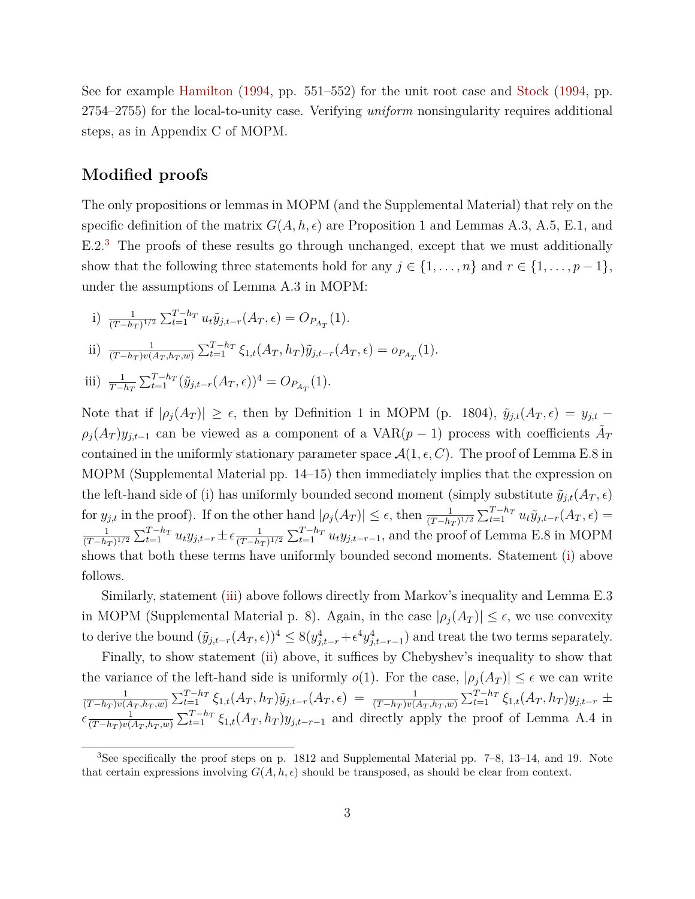See for example Hamilton (1994, pp. 551–552) for the unit root case and Stock (1994, pp. 2754–2755) for the local-to-unity case. Verifying *uniform* nonsingularity requires additional steps, as in Appendix C of MOPM.

### Modified proofs

The only propositions or lemmas in MOPM (and the Supplemental Material) that rely on the specific definition of the matrix $G(A, h, \epsilon)$ are Proposition 1 and Lemmas A.3, A.5, E.1, and E.2.[3] The proofs of these results go through unchanged, except that we must additionally show that the following three statements hold for any $j \in \{1, \dots, n\}$ and $r \in \{1, \dots, p-1\}$, under the assumptions of Lemma A.3 in MOPM:

i) $\frac{1}{(T-h_T)^{1/2}} \sum_{t=1}^{T-h_T} u_t \tilde{y}_{j,t-r}(A_T, \epsilon) = O_{P_{A_T}}(1)$.

ii) $\frac{1}{(T-h_T)v(A_T,h_T,w)} \sum_{t=1}^{T-h_T} \xi_{1,t}(A_T, h_T) \tilde{y}_{j,t-r}(A_T, \epsilon) = o_{P_{A_T}}(1)$.

iii) $\frac{1}{T-h_T} \sum_{t=1}^{T-h_T} (\tilde{y}_{j,t-r}(A_T, \epsilon))^4 = O_{P_{A_T}}(1)$.

Note that if $|\rho_j(A_T)| \geq \epsilon$, then by Definition 1 in MOPM (p. 1804), $\tilde{y}_{j,t}(A_T, \epsilon) = y_{j,t} - \rho_j(A_T) y_{j,t-1}$ can be viewed as a component of a VAR($p-1$) process with coefficients $\tilde{A}_T$ contained in the uniformly stationary parameter space $\mathcal{A}(1, \epsilon, C)$. The proof of Lemma E.8 in MOPM (Supplemental Material pp. 14–15) then immediately implies that the expression on the left-hand side of (i) has uniformly bounded second moment (simply substitute $\tilde{y}_{j,t}(A_T, \epsilon)$ for $y_{j,t}$ in the proof). If on the other hand $|\rho_j(A_T)| \leq \epsilon$, then $\frac{1}{(T-h_T)^{1/2}} \sum_{t=1}^{T-h_T} u_t \tilde{y}_{j,t-r}(A_T, \epsilon) = \frac{1}{(T-h_T)^{1/2}} \sum_{t=1}^{T-h_T} u_t y_{j,t-r} \pm \epsilon \frac{1}{(T-h_T)^{1/2}} \sum_{t=1}^{T-h_T} u_t y_{j,t-r-1}$, and the proof of Lemma E.8 in MOPM shows that both these terms have uniformly bounded second moments. Statement (i) above follows.

Similarly, statement (iii) above follows directly from Markov's inequality and Lemma E.3 in MOPM (Supplemental Material p. 8). Again, in the case $|\rho_j(A_T)| \leq \epsilon$, we use convexity to derive the bound $(\tilde{y}_{j,t-r}(A_T, \epsilon))^4 \leq 8(y_{j,t-r}^4 + \epsilon^4 y_{j,t-r-1}^4)$ and treat the two terms separately.

Finally, to show statement (ii) above, it suffices by Chebyshev's inequality to show that the variance of the left-hand side is uniformly $o(1)$. For the case, $|\rho_j(A_T)| \leq \epsilon$ we can write $\frac{1}{(T-h_T)v(A_T,h_T,w)} \sum_{t=1}^{T-h_T} \xi_{1,t}(A_T, h_T) \tilde{y}_{j,t-r}(A_T, \epsilon) = \frac{1}{(T-h_T)v(A_T,h_T,w)} \sum_{t=1}^{T-h_T} \xi_{1,t}(A_T, h_T) y_{j,t-r} \pm \epsilon \frac{1}{(T-h_T)v(A_T,h_T,w)} \sum_{t=1}^{T-h_T} \xi_{1,t}(A_T, h_T) y_{j,t-r-1}$ and directly apply the proof of Lemma A.4 in

[3] See specifically the proof steps on p. 1812 and Supplemental Material pp. 7–8, 13–14, and 19. Note that certain expressions involving $G(A, h, \epsilon)$ should be transposed, as should be clear from context.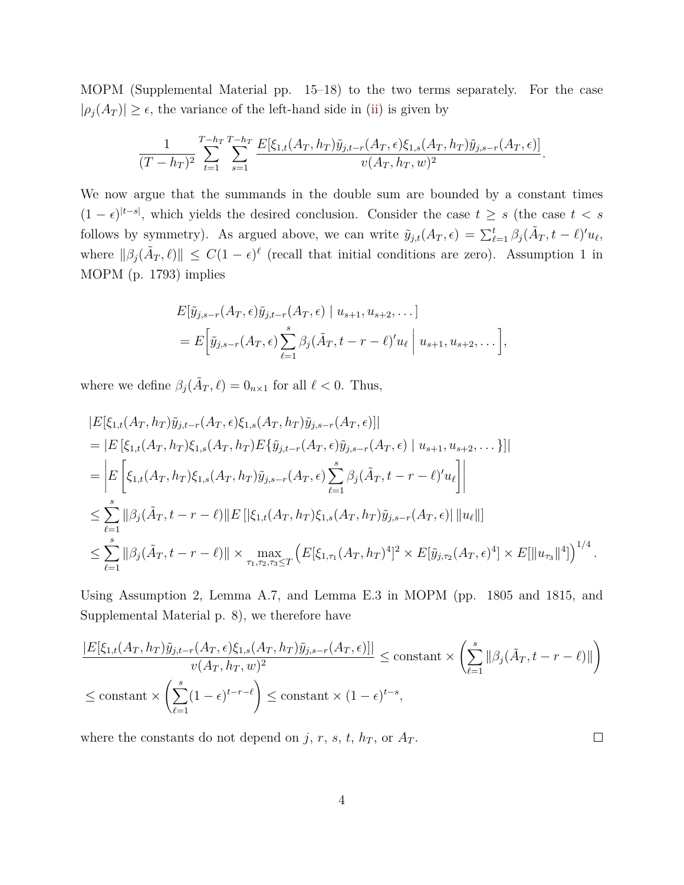MOPM (Supplemental Material pp. 15–18) to the two terms separately. For the case $|\rho_j(A_T)| \geq \epsilon$, the variance of the left-hand side in (ii) is given by

$$\frac{1}{(T-h_T)^2}\sum_{t=1}^{T-h_T}\sum_{s=1}^{T-h_T}\frac{E[\xi_{1,t}(A_T,h_T)\tilde{y}_{j,t-r}(A_T,\epsilon)\xi_{1,s}(A_T,h_T)\tilde{y}_{j,s-r}(A_T,\epsilon)]}{v(A_T,h_T,w)^2}.$$

We now argue that the summands in the double sum are bounded by a constant times $(1-\epsilon)^{|t-s|}$, which yields the desired conclusion. Consider the case $t \geq s$ (the case $t < s$ follows by symmetry). As argued above, we can write $\tilde{y}_{j,t}(A_T,\epsilon) = \sum_{\ell=1}^{t}\beta_j(\tilde{A}_T, t-\ell)' u_\ell$, where $\|\beta_j(\tilde{A}_T,\ell)\| \leq C(1-\epsilon)^\ell$ (recall that initial conditions are zero). Assumption 1 in MOPM (p. 1793) implies

$$\begin{aligned}
&E[\tilde{y}_{j,s-r}(A_T,\epsilon)\tilde{y}_{j,t-r}(A_T,\epsilon) \mid u_{s+1},u_{s+2},\dots] \\
&= E\bigg[\tilde{y}_{j,s-r}(A_T,\epsilon)\sum_{\ell=1}^{s}\beta_j(\tilde{A}_T,t-r-\ell)'u_\ell \;\bigg|\; u_{s+1},u_{s+2},\dots\bigg],
\end{aligned}$$

where we define $\beta_j(\tilde{A}_T,\ell) = 0_{n\times 1}$ for all $\ell < 0$. Thus,

$$\begin{aligned}
&|E[\xi_{1,t}(A_T,h_T)\tilde{y}_{j,t-r}(A_T,\epsilon)\xi_{1,s}(A_T,h_T)\tilde{y}_{j,s-r}(A_T,\epsilon)]| \\
&= |E\left[\xi_{1,t}(A_T,h_T)\xi_{1,s}(A_T,h_T)E\{\tilde{y}_{j,t-r}(A_T,\epsilon)\tilde{y}_{j,s-r}(A_T,\epsilon) \mid u_{s+1},u_{s+2},\dots\}\right]| \\
&= \left|E\left[\xi_{1,t}(A_T,h_T)\xi_{1,s}(A_T,h_T)\tilde{y}_{j,s-r}(A_T,\epsilon)\sum_{\ell=1}^{s}\beta_j(\tilde{A}_T,t-r-\ell)'u_\ell\right]\right| \\
&\leq \sum_{\ell=1}^{s}\|\beta_j(\tilde{A}_T,t-r-\ell)\|E\left[|\xi_{1,t}(A_T,h_T)\xi_{1,s}(A_T,h_T)\tilde{y}_{j,s-r}(A_T,\epsilon)|\,\|u_\ell\|\right] \\
&\leq \sum_{\ell=1}^{s}\|\beta_j(\tilde{A}_T,t-r-\ell)\| \times \max_{\tau_1,\tau_2,\tau_3\leq T}\Big(E[\xi_{1,\tau_1}(A_T,h_T)^4]^2 \times E[\tilde{y}_{j,\tau_2}(A_T,\epsilon)^4] \times E[\|u_{\tau_3}\|^4]\Big)^{1/4}.
\end{aligned}$$

Using Assumption 2, Lemma A.7, and Lemma E.3 in MOPM (pp. 1805 and 1815, and Supplemental Material p. 8), we therefore have

$$\begin{aligned}
&\frac{|E[\xi_{1,t}(A_T,h_T)\tilde{y}_{j,t-r}(A_T,\epsilon)\xi_{1,s}(A_T,h_T)\tilde{y}_{j,s-r}(A_T,\epsilon)]|}{v(A_T,h_T,w)^2} \leq \text{constant} \times \left(\sum_{\ell=1}^{s}\|\beta_j(\tilde{A}_T,t-r-\ell)\|\right) \\
&\leq \text{constant} \times \left(\sum_{\ell=1}^{s}(1-\epsilon)^{t-r-\ell}\right) \leq \text{constant} \times (1-\epsilon)^{t-s},
\end{aligned}$$

where the constants do not depend on $j$, $r$, $s$, $t$, $h_T$, or $A_T$. $\square$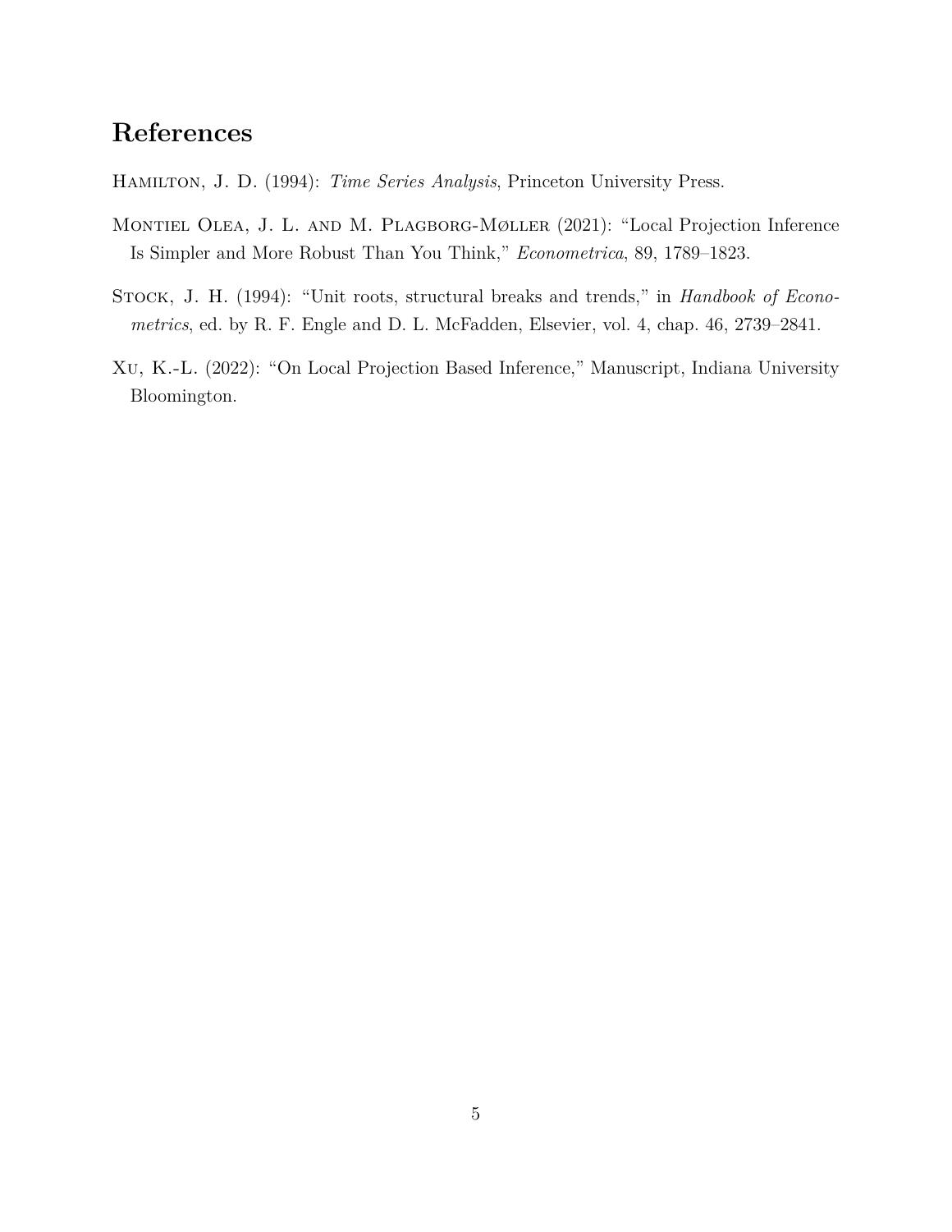## References

Hamilton, J. D. (1994): *Time Series Analysis*, Princeton University Press.

Montiel Olea, J. L. and M. Plagborg-Møller (2021): "Local Projection Inference Is Simpler and More Robust Than You Think," *Econometrica*, 89, 1789–1823.

Stock, J. H. (1994): "Unit roots, structural breaks and trends," in *Handbook of Econometrics*, ed. by R. F. Engle and D. L. McFadden, Elsevier, vol. 4, chap. 46, 2739–2841.

Xu, K.-L. (2022): "On Local Projection Based Inference," Manuscript, Indiana University Bloomington.